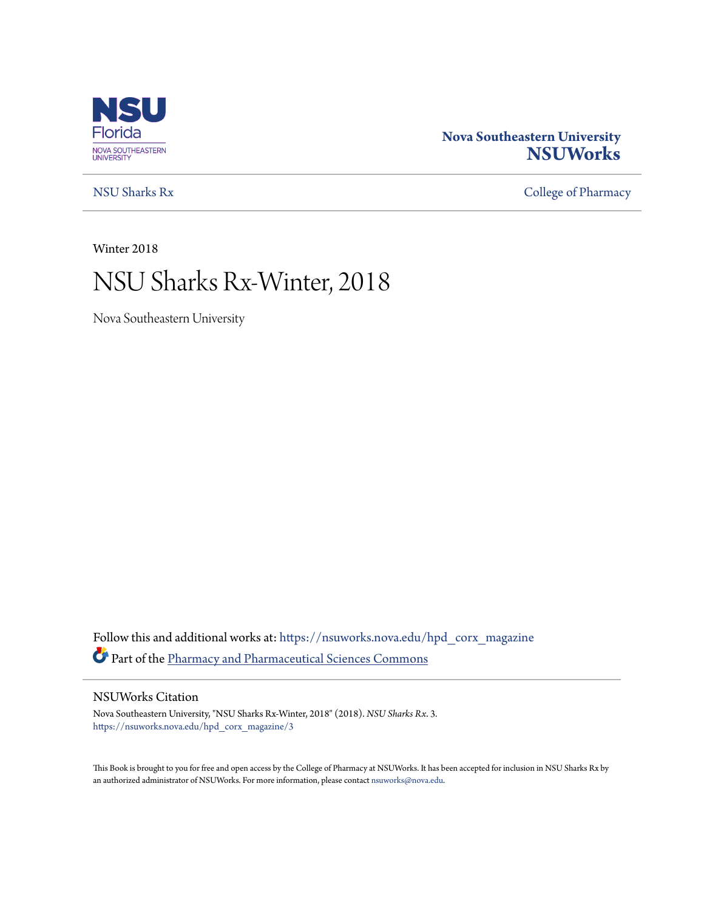Nova Southeastern University
**NSUWorks**

NSU Sharks Rx | College of Pharmacy

Winter 2018

# NSU Sharks Rx-Winter, 2018

Nova Southeastern University

Follow this and additional works at: https://nsuworks.nova.edu/hpd_corx_magazine

Part of the Pharmacy and Pharmaceutical Sciences Commons

## NSUWorks Citation

Nova Southeastern University, "NSU Sharks Rx-Winter, 2018" (2018). *NSU Sharks Rx*. 3.
https://nsuworks.nova.edu/hpd_corx_magazine/3

This Book is brought to you for free and open access by the College of Pharmacy at NSUWorks. It has been accepted for inclusion in NSU Sharks Rx by an authorized administrator of NSUWorks. For more information, please contact nsuworks@nova.edu.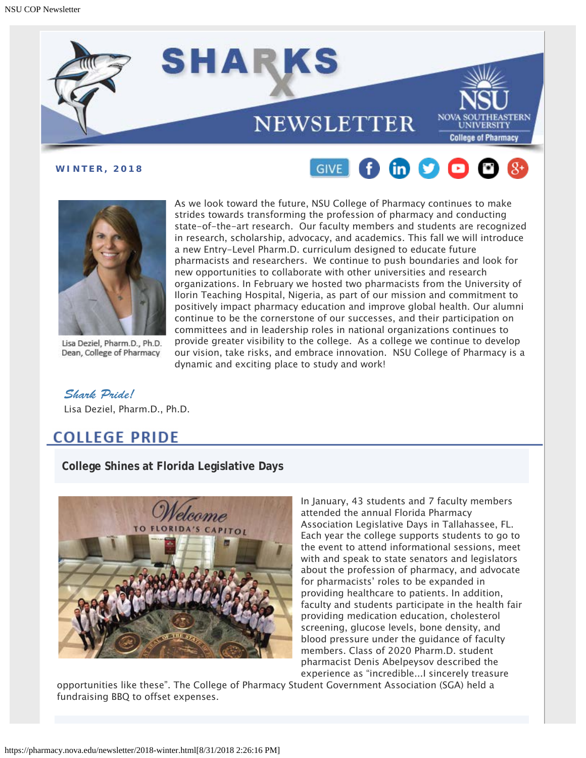# SHARKS Rx NEWSLETTER

**WINTER, 2018**

GIVE

Lisa Deziel, Pharm.D., Ph.D.
Dean, College of Pharmacy

As we look toward the future, NSU College of Pharmacy continues to make strides towards transforming the profession of pharmacy and conducting state-of-the-art research. Our faculty members and students are recognized in research, scholarship, advocacy, and academics. This fall we will introduce a new Entry-Level Pharm.D. curriculum designed to educate future pharmacists and researchers. We continue to push boundaries and look for new opportunities to collaborate with other universities and research organizations. In February we hosted two pharmacists from the University of Ilorin Teaching Hospital, Nigeria, as part of our mission and commitment to positively impact pharmacy education and improve global health. Our alumni continue to be the cornerstone of our successes, and their participation on committees and in leadership roles in national organizations continues to provide greater visibility to the college. As a college we continue to develop our vision, take risks, and embrace innovation. NSU College of Pharmacy is a dynamic and exciting place to study and work!

*Shark Pride!*
Lisa Deziel, Pharm.D., Ph.D.

## COLLEGE PRIDE

### College Shines at Florida Legislative Days

In January, 43 students and 7 faculty members attended the annual Florida Pharmacy Association Legislative Days in Tallahassee, FL. Each year the college supports students to go to the event to attend informational sessions, meet with and speak to state senators and legislators about the profession of pharmacy, and advocate for pharmacists' roles to be expanded in providing healthcare to patients. In addition, faculty and students participate in the health fair providing medication education, cholesterol screening, glucose levels, bone density, and blood pressure under the guidance of faculty members. Class of 2020 Pharm.D. student pharmacist Denis Abelpeysov described the experience as "incredible...I sincerely treasure opportunities like these". The College of Pharmacy Student Government Association (SGA) held a fundraising BBQ to offset expenses.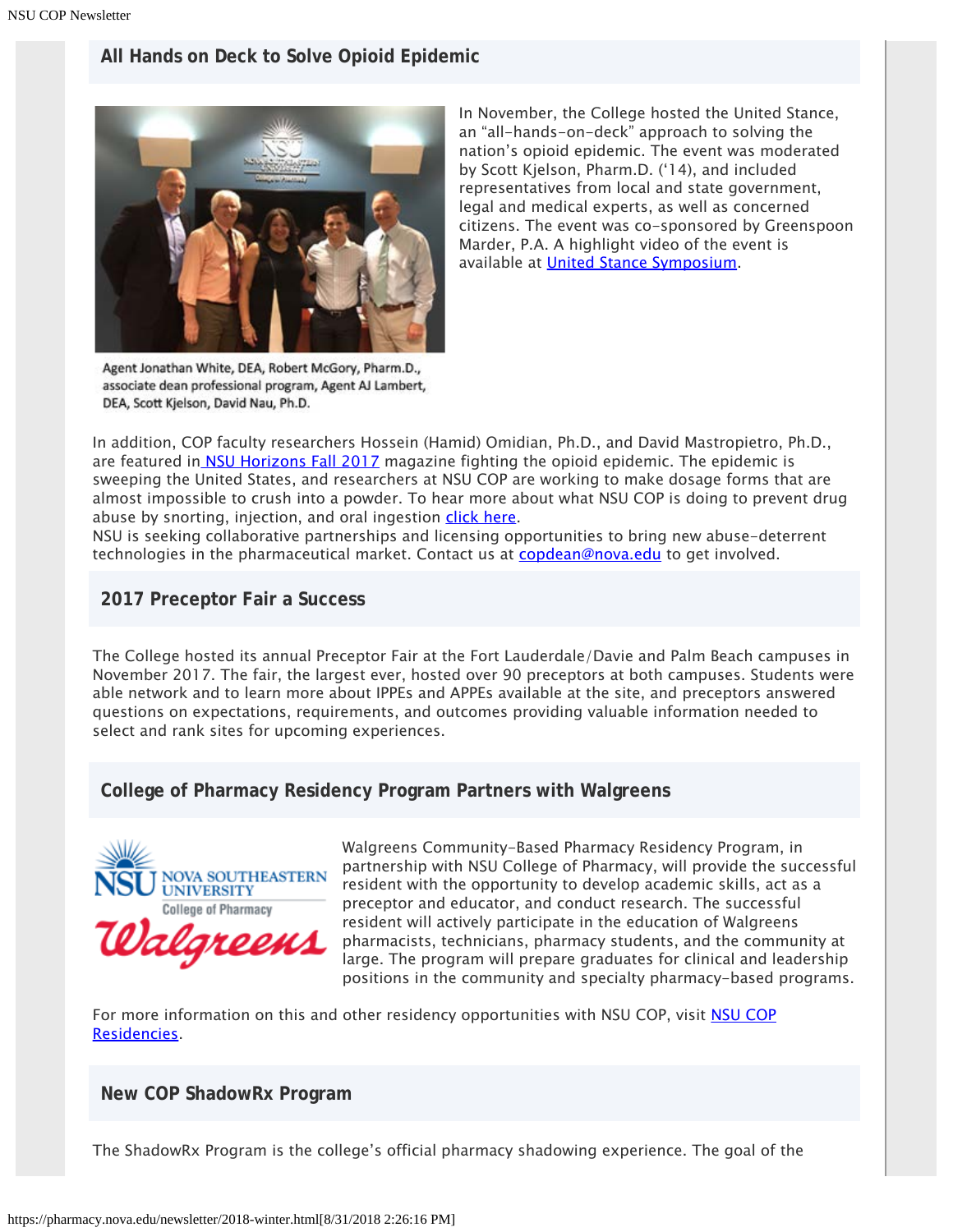## All Hands on Deck to Solve Opioid Epidemic

Agent Jonathan White, DEA, Robert McGory, Pharm.D., associate dean professional program, Agent AJ Lambert, DEA, Scott Kjelson, David Nau, Ph.D.

In November, the College hosted the United Stance, an "all-hands-on-deck" approach to solving the nation's opioid epidemic. The event was moderated by Scott Kjelson, Pharm.D. ('14), and included representatives from local and state government, legal and medical experts, as well as concerned citizens. The event was co-sponsored by Greenspoon Marder, P.A. A highlight video of the event is available at [United Stance Symposium](#).

In addition, COP faculty researchers Hossein (Hamid) Omidian, Ph.D., and David Mastropietro, Ph.D., are featured in [NSU Horizons Fall 2017](#) magazine fighting the opioid epidemic. The epidemic is sweeping the United States, and researchers at NSU COP are working to make dosage forms that are almost impossible to crush into a powder. To hear more about what NSU COP is doing to prevent drug abuse by snorting, injection, and oral ingestion [click here](#).
NSU is seeking collaborative partnerships and licensing opportunities to bring new abuse-deterrent technologies in the pharmaceutical market. Contact us at [copdean@nova.edu](mailto:copdean@nova.edu) to get involved.

## 2017 Preceptor Fair a Success

The College hosted its annual Preceptor Fair at the Fort Lauderdale/Davie and Palm Beach campuses in November 2017. The fair, the largest ever, hosted over 90 preceptors at both campuses. Students were able network and to learn more about IPPEs and APPEs available at the site, and preceptors answered questions on expectations, requirements, and outcomes providing valuable information needed to select and rank sites for upcoming experiences.

## College of Pharmacy Residency Program Partners with Walgreens

Walgreens Community-Based Pharmacy Residency Program, in partnership with NSU College of Pharmacy, will provide the successful resident with the opportunity to develop academic skills, act as a preceptor and educator, and conduct research. The successful resident will actively participate in the education of Walgreens pharmacists, technicians, pharmacy students, and the community at large. The program will prepare graduates for clinical and leadership positions in the community and specialty pharmacy-based programs.

For more information on this and other residency opportunities with NSU COP, visit [NSU COP Residencies](#).

## New COP ShadowRx Program

The ShadowRx Program is the college's official pharmacy shadowing experience. The goal of the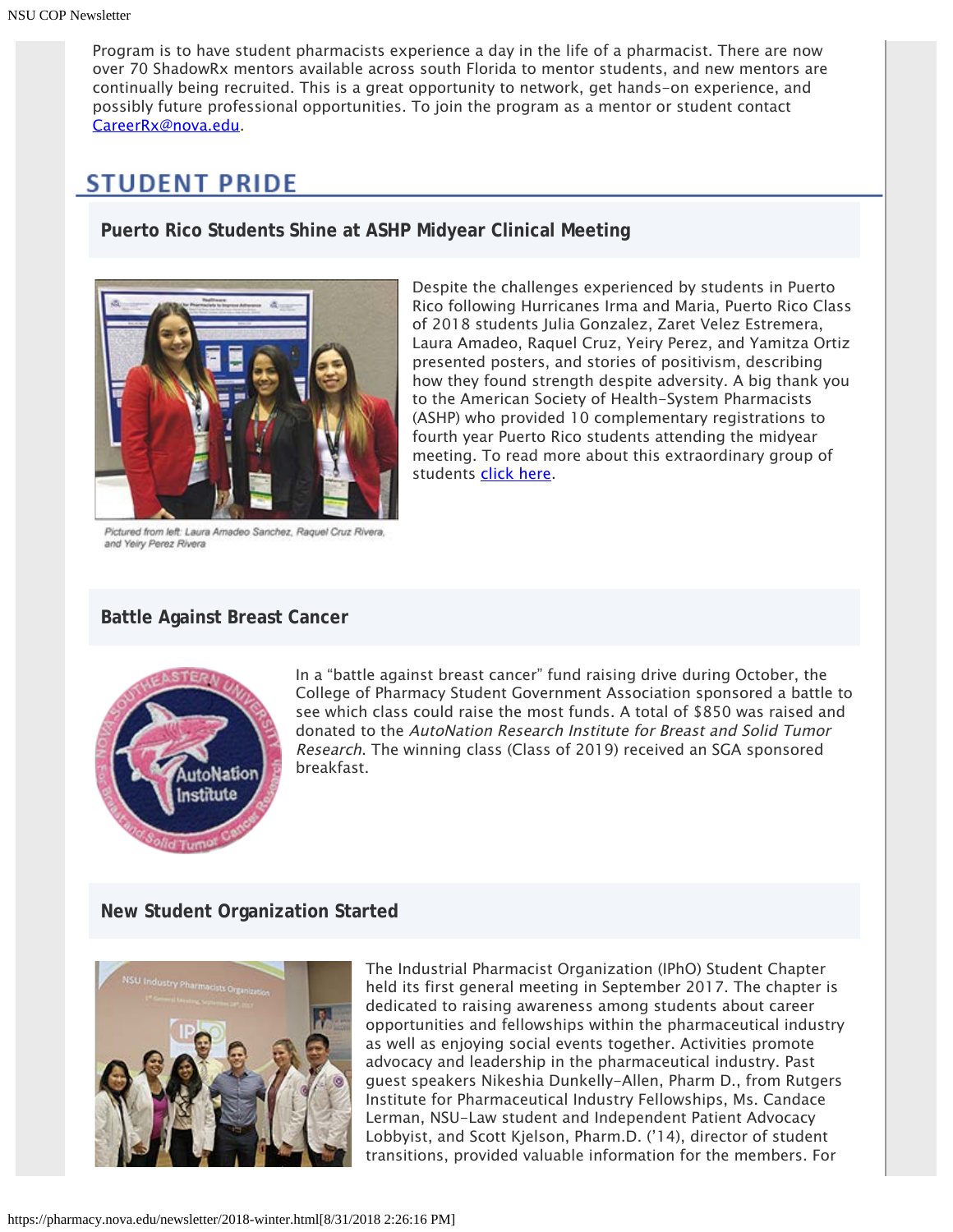Program is to have student pharmacists experience a day in the life of a pharmacist. There are now over 70 ShadowRx mentors available across south Florida to mentor students, and new mentors are continually being recruited. This is a great opportunity to network, get hands-on experience, and possibly future professional opportunities. To join the program as a mentor or student contact CareerRx@nova.edu.

## STUDENT PRIDE

### Puerto Rico Students Shine at ASHP Midyear Clinical Meeting

Pictured from left: Laura Amadeo Sanchez, Raquel Cruz Rivera, and Yeiry Perez Rivera

Despite the challenges experienced by students in Puerto Rico following Hurricanes Irma and Maria, Puerto Rico Class of 2018 students Julia Gonzalez, Zaret Velez Estremera, Laura Amadeo, Raquel Cruz, Yeiry Perez, and Yamitza Ortiz presented posters, and stories of positivism, describing how they found strength despite adversity. A big thank you to the American Society of Health-System Pharmacists (ASHP) who provided 10 complementary registrations to fourth year Puerto Rico students attending the midyear meeting. To read more about this extraordinary group of students click here.

### Battle Against Breast Cancer

In a "battle against breast cancer" fund raising drive during October, the College of Pharmacy Student Government Association sponsored a battle to see which class could raise the most funds. A total of $850 was raised and donated to the *AutoNation Research Institute for Breast and Solid Tumor Research*. The winning class (Class of 2019) received an SGA sponsored breakfast.

### New Student Organization Started

The Industrial Pharmacist Organization (IPhO) Student Chapter held its first general meeting in September 2017. The chapter is dedicated to raising awareness among students about career opportunities and fellowships within the pharmaceutical industry as well as enjoying social events together. Activities promote advocacy and leadership in the pharmaceutical industry. Past guest speakers Nikeshia Dunkelly-Allen, Pharm D., from Rutgers Institute for Pharmaceutical Industry Fellowships, Ms. Candace Lerman, NSU-Law student and Independent Patient Advocacy Lobbyist, and Scott Kjelson, Pharm.D. ('14), director of student transitions, provided valuable information for the members. For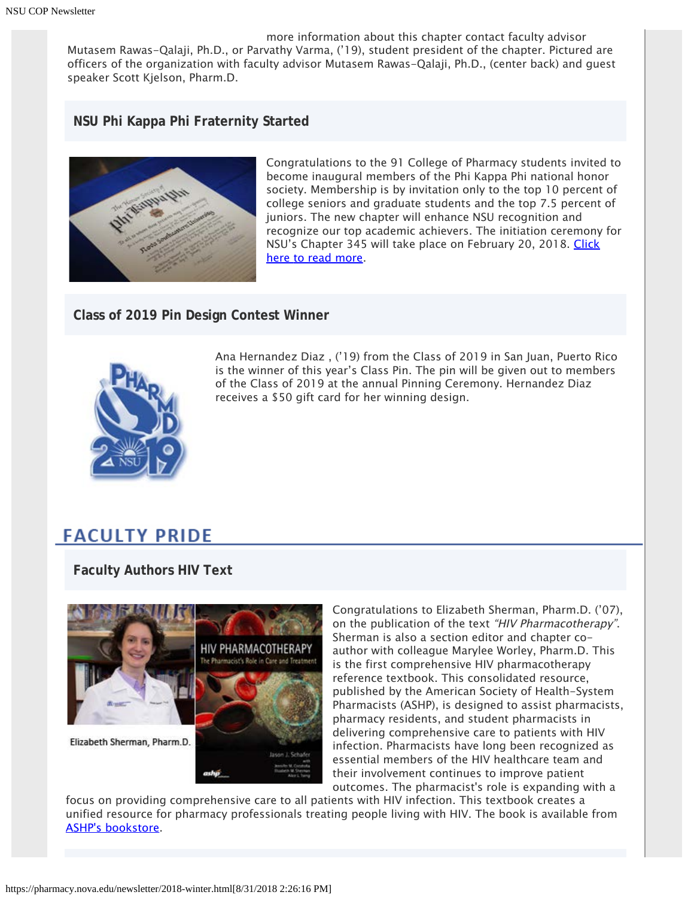more information about this chapter contact faculty advisor Mutasem Rawas-Qalaji, Ph.D., or Parvathy Varma, ('19), student president of the chapter. Pictured are officers of the organization with faculty advisor Mutasem Rawas-Qalaji, Ph.D., (center back) and guest speaker Scott Kjelson, Pharm.D.

### NSU Phi Kappa Phi Fraternity Started

Congratulations to the 91 College of Pharmacy students invited to become inaugural members of the Phi Kappa Phi national honor society. Membership is by invitation only to the top 10 percent of college seniors and graduate students and the top 7.5 percent of juniors. The new chapter will enhance NSU recognition and recognize our top academic achievers. The initiation ceremony for NSU's Chapter 345 will take place on February 20, 2018. Click here to read more.

### Class of 2019 Pin Design Contest Winner

Ana Hernandez Diaz , ('19) from the Class of 2019 in San Juan, Puerto Rico is the winner of this year's Class Pin. The pin will be given out to members of the Class of 2019 at the annual Pinning Ceremony. Hernandez Diaz receives a $50 gift card for her winning design.

## FACULTY PRIDE

### Faculty Authors HIV Text

Elizabeth Sherman, Pharm.D.

Congratulations to Elizabeth Sherman, Pharm.D. ('07), on the publication of the text *"HIV Pharmacotherapy"*. Sherman is also a section editor and chapter co-author with colleague Marylee Worley, Pharm.D. This is the first comprehensive HIV pharmacotherapy reference textbook. This consolidated resource, published by the American Society of Health-System Pharmacists (ASHP), is designed to assist pharmacists, pharmacy residents, and student pharmacists in delivering comprehensive care to patients with HIV infection. Pharmacists have long been recognized as essential members of the HIV healthcare team and their involvement continues to improve patient outcomes. The pharmacist's role is expanding with a focus on providing comprehensive care to all patients with HIV infection. This textbook creates a unified resource for pharmacy professionals treating people living with HIV. The book is available from ASHP's bookstore.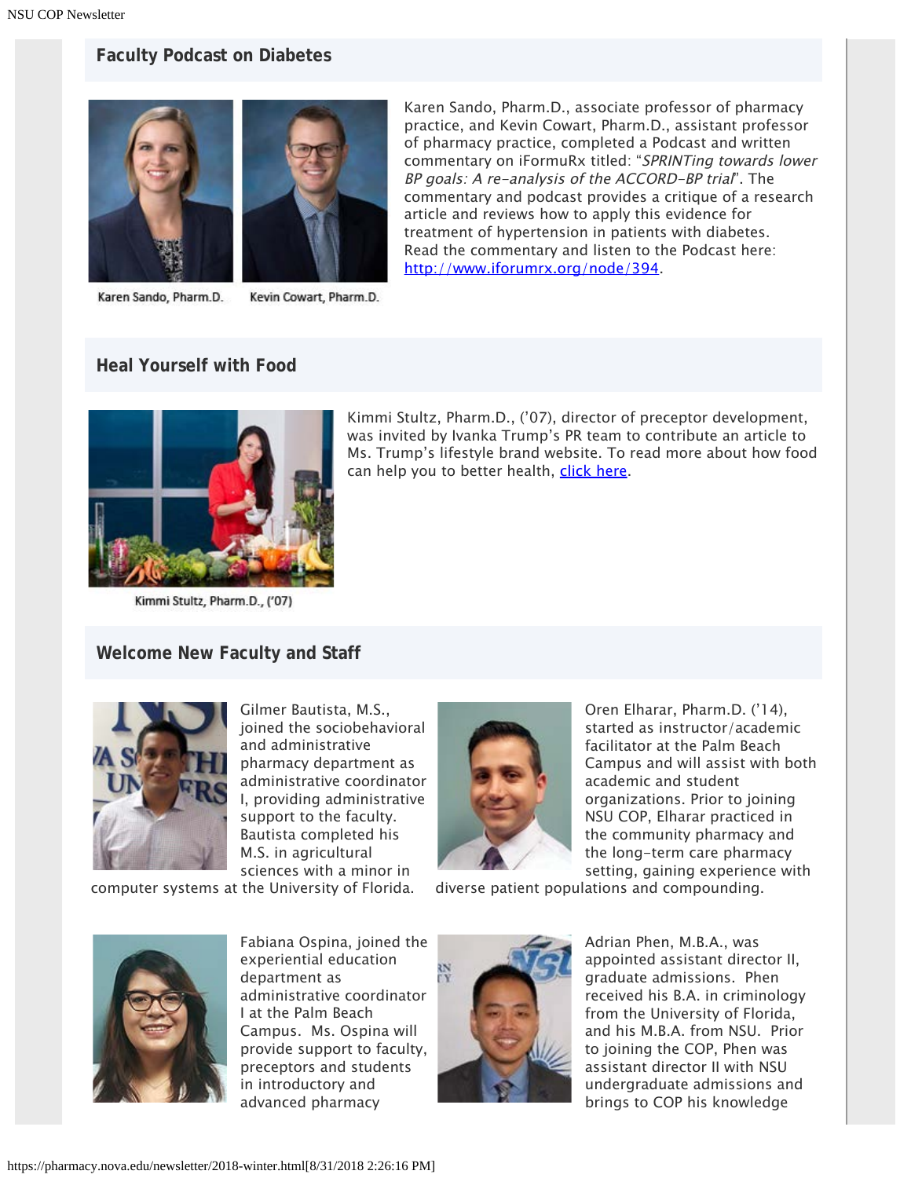## Faculty Podcast on Diabetes

Karen Sando, Pharm.D. Kevin Cowart, Pharm.D.

Karen Sando, Pharm.D., associate professor of pharmacy practice, and Kevin Cowart, Pharm.D., assistant professor of pharmacy practice, completed a Podcast and written commentary on iFormuRx titled: "*SPRINTing towards lower BP goals: A re-analysis of the ACCORD-BP trial*". The commentary and podcast provides a critique of a research article and reviews how to apply this evidence for treatment of hypertension in patients with diabetes. Read the commentary and listen to the Podcast here: [http://www.iforumrx.org/node/394](http://www.iforumrx.org/node/394).

## Heal Yourself with Food

Kimmi Stultz, Pharm.D., ('07)

Kimmi Stultz, Pharm.D., ('07), director of preceptor development, was invited by Ivanka Trump's PR team to contribute an article to Ms. Trump's lifestyle brand website. To read more about how food can help you to better health, click here.

## Welcome New Faculty and Staff

Gilmer Bautista, M.S., joined the sociobehavioral and administrative pharmacy department as administrative coordinator I, providing administrative support to the faculty. Bautista completed his M.S. in agricultural sciences with a minor in computer systems at the University of Florida.

Oren Elharar, Pharm.D. ('14), started as instructor/academic facilitator at the Palm Beach Campus and will assist with both academic and student organizations. Prior to joining NSU COP, Elharar practiced in the community pharmacy and the long-term care pharmacy setting, gaining experience with diverse patient populations and compounding.

Fabiana Ospina, joined the experiential education department as administrative coordinator I at the Palm Beach Campus. Ms. Ospina will provide support to faculty, preceptors and students in introductory and advanced pharmacy

Adrian Phen, M.B.A., was appointed assistant director II, graduate admissions. Phen received his B.A. in criminology from the University of Florida, and his M.B.A. from NSU. Prior to joining the COP, Phen was assistant director II with NSU undergraduate admissions and brings to COP his knowledge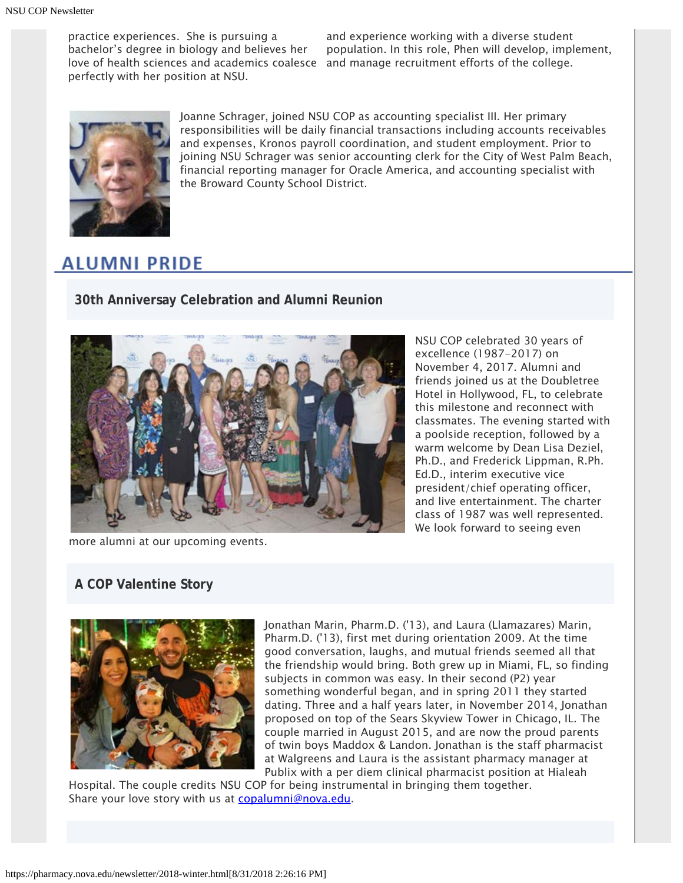practice experiences. She is pursuing a bachelor's degree in biology and believes her love of health sciences and academics coalesce perfectly with her position at NSU.

and experience working with a diverse student population. In this role, Phen will develop, implement, and manage recruitment efforts of the college.

Joanne Schrager, joined NSU COP as accounting specialist III. Her primary responsibilities will be daily financial transactions including accounts receivables and expenses, Kronos payroll coordination, and student employment. Prior to joining NSU Schrager was senior accounting clerk for the City of West Palm Beach, financial reporting manager for Oracle America, and accounting specialist with the Broward County School District.

## ALUMNI PRIDE

### 30th Anniversay Celebration and Alumni Reunion

NSU COP celebrated 30 years of excellence (1987–2017) on November 4, 2017. Alumni and friends joined us at the Doubletree Hotel in Hollywood, FL, to celebrate this milestone and reconnect with classmates. The evening started with a poolside reception, followed by a warm welcome by Dean Lisa Deziel, Ph.D., and Frederick Lippman, R.Ph. Ed.D., interim executive vice president/chief operating officer, and live entertainment. The charter class of 1987 was well represented. We look forward to seeing even more alumni at our upcoming events.

### A COP Valentine Story

Jonathan Marin, Pharm.D. ('13), and Laura (Llamazares) Marin, Pharm.D. ('13), first met during orientation 2009. At the time good conversation, laughs, and mutual friends seemed all that the friendship would bring. Both grew up in Miami, FL, so finding subjects in common was easy. In their second (P2) year something wonderful began, and in spring 2011 they started dating. Three and a half years later, in November 2014, Jonathan proposed on top of the Sears Skyview Tower in Chicago, IL. The couple married in August 2015, and are now the proud parents of twin boys Maddox & Landon. Jonathan is the staff pharmacist at Walgreens and Laura is the assistant pharmacy manager at Publix with a per diem clinical pharmacist position at Hialeah Hospital. The couple credits NSU COP for being instrumental in bringing them together. Share your love story with us at copalumni@nova.edu.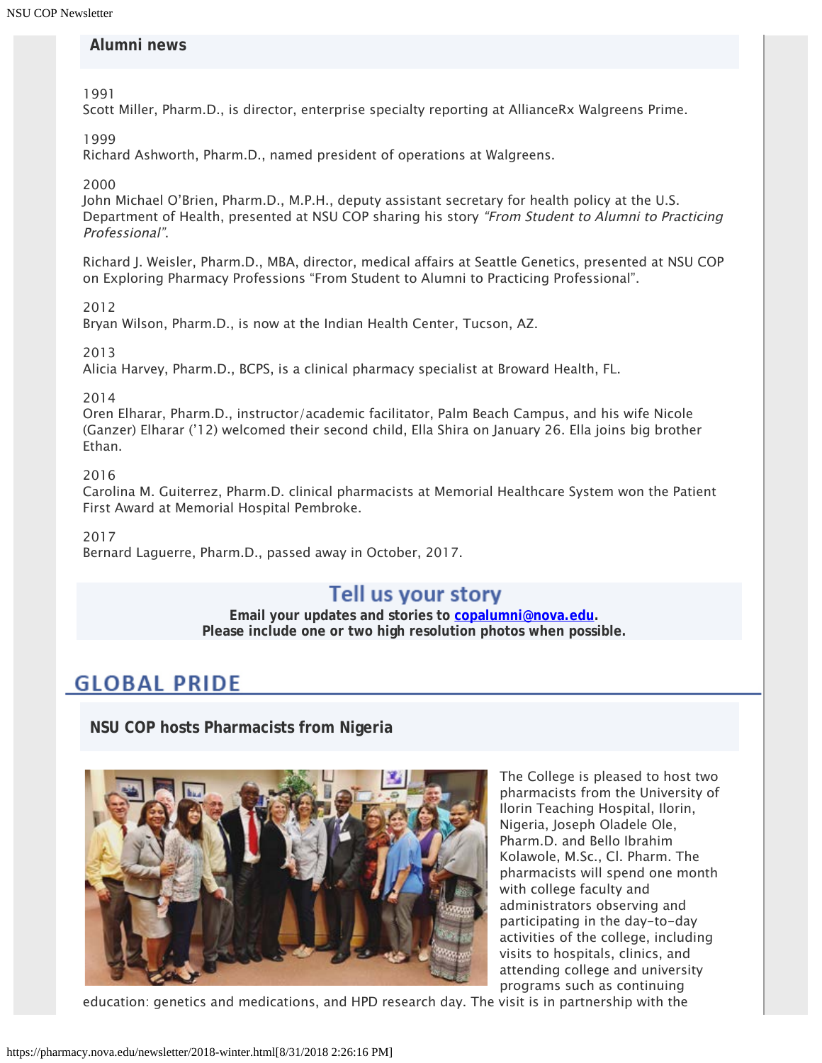## Alumni news

1991
Scott Miller, Pharm.D., is director, enterprise specialty reporting at AllianceRx Walgreens Prime.

1999
Richard Ashworth, Pharm.D., named president of operations at Walgreens.

2000
John Michael O'Brien, Pharm.D., M.P.H., deputy assistant secretary for health policy at the U.S. Department of Health, presented at NSU COP sharing his story *"From Student to Alumni to Practicing Professional"*.

Richard J. Weisler, Pharm.D., MBA, director, medical affairs at Seattle Genetics, presented at NSU COP on Exploring Pharmacy Professions "From Student to Alumni to Practicing Professional".

2012
Bryan Wilson, Pharm.D., is now at the Indian Health Center, Tucson, AZ.

2013
Alicia Harvey, Pharm.D., BCPS, is a clinical pharmacy specialist at Broward Health, FL.

2014
Oren Elharar, Pharm.D., instructor/academic facilitator, Palm Beach Campus, and his wife Nicole (Ganzer) Elharar ('12) welcomed their second child, Ella Shira on January 26. Ella joins big brother Ethan.

2016
Carolina M. Guiterrez, Pharm.D. clinical pharmacists at Memorial Healthcare System won the Patient First Award at Memorial Hospital Pembroke.

2017
Bernard Laguerre, Pharm.D., passed away in October, 2017.

### Tell us your story

**Email your updates and stories to copalumni@nova.edu.**
**Please include one or two high resolution photos when possible.**

# GLOBAL PRIDE

## NSU COP hosts Pharmacists from Nigeria

The College is pleased to host two pharmacists from the University of Ilorin Teaching Hospital, Ilorin, Nigeria, Joseph Oladele Ole, Pharm.D. and Bello Ibrahim Kolawole, M.Sc., Cl. Pharm. The pharmacists will spend one month with college faculty and administrators observing and participating in the day-to-day activities of the college, including visits to hospitals, clinics, and attending college and university programs such as continuing education: genetics and medications, and HPD research day. The visit is in partnership with the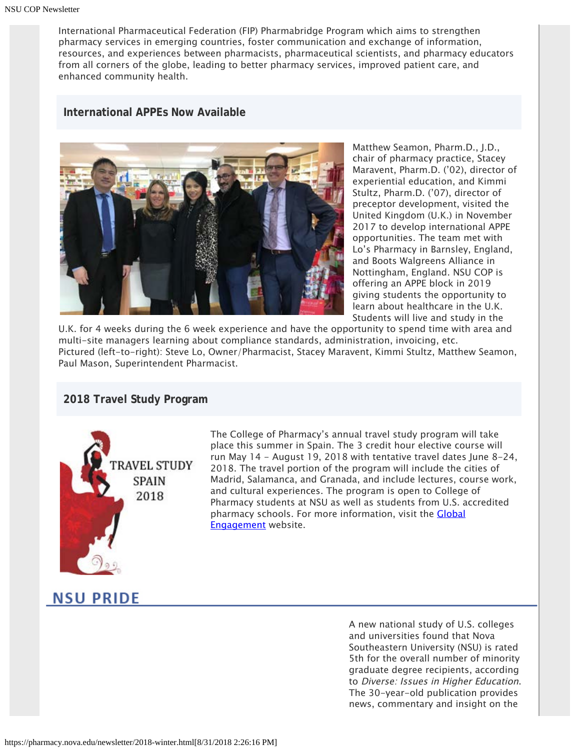International Pharmaceutical Federation (FIP) Pharmabridge Program which aims to strengthen pharmacy services in emerging countries, foster communication and exchange of information, resources, and experiences between pharmacists, pharmaceutical scientists, and pharmacy educators from all corners of the globe, leading to better pharmacy services, improved patient care, and enhanced community health.

## International APPEs Now Available

Matthew Seamon, Pharm.D., J.D., chair of pharmacy practice, Stacey Maravent, Pharm.D. ('02), director of experiential education, and Kimmi Stultz, Pharm.D. ('07), director of preceptor development, visited the United Kingdom (U.K.) in November 2017 to develop international APPE opportunities. The team met with Lo's Pharmacy in Barnsley, England, and Boots Walgreens Alliance in Nottingham, England. NSU COP is offering an APPE block in 2019 giving students the opportunity to learn about healthcare in the U.K. Students will live and study in the U.K. for 4 weeks during the 6 week experience and have the opportunity to spend time with area and multi-site managers learning about compliance standards, administration, invoicing, etc.

Pictured (left-to-right): Steve Lo, Owner/Pharmacist, Stacey Maravent, Kimmi Stultz, Matthew Seamon, Paul Mason, Superintendent Pharmacist.

## 2018 Travel Study Program

TRAVEL STUDY SPAIN 2018

The College of Pharmacy's annual travel study program will take place this summer in Spain. The 3 credit hour elective course will run May 14 – August 19, 2018 with tentative travel dates June 8–24, 2018. The travel portion of the program will include the cities of Madrid, Salamanca, and Granada, and include lectures, course work, and cultural experiences. The program is open to College of Pharmacy students at NSU as well as students from U.S. accredited pharmacy schools. For more information, visit the Global Engagement website.

# NSU PRIDE

A new national study of U.S. colleges and universities found that Nova Southeastern University (NSU) is rated 5th for the overall number of minority graduate degree recipients, according to *Diverse: Issues in Higher Education*. The 30-year-old publication provides news, commentary and insight on the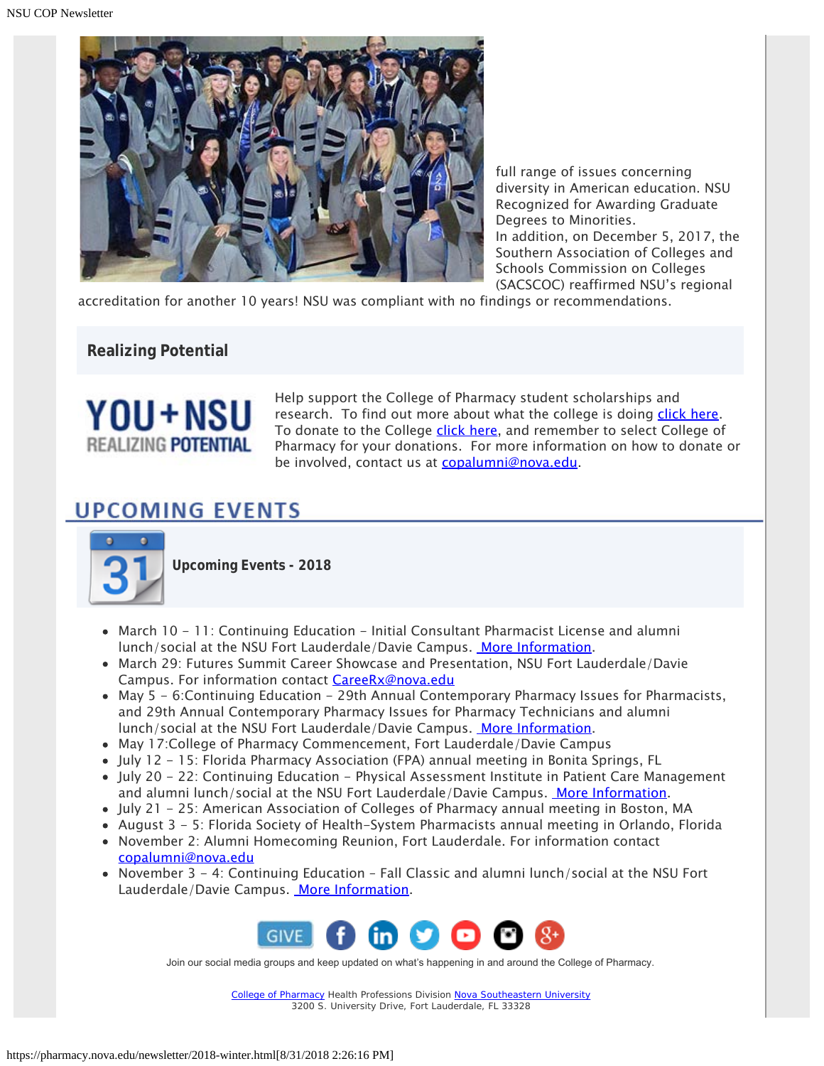full range of issues concerning diversity in American education. NSU Recognized for Awarding Graduate Degrees to Minorities.

In addition, on December 5, 2017, the Southern Association of Colleges and Schools Commission on Colleges (SACSCOC) reaffirmed NSU's regional accreditation for another 10 years! NSU was compliant with no findings or recommendations.

### Realizing Potential

YOU+NSU REALIZING POTENTIAL

Help support the College of Pharmacy student scholarships and research. To find out more about what the college is doing click here. To donate to the College click here, and remember to select College of Pharmacy for your donations. For more information on how to donate or be involved, contact us at copalumni@nova.edu.

## UPCOMING EVENTS

### Upcoming Events - 2018

- March 10 – 11: Continuing Education – Initial Consultant Pharmacist License and alumni lunch/social at the NSU Fort Lauderdale/Davie Campus. More Information.
- March 29: Futures Summit Career Showcase and Presentation, NSU Fort Lauderdale/Davie Campus. For information contact CareeRx@nova.edu
- May 5 – 6:Continuing Education – 29th Annual Contemporary Pharmacy Issues for Pharmacists, and 29th Annual Contemporary Pharmacy Issues for Pharmacy Technicians and alumni lunch/social at the NSU Fort Lauderdale/Davie Campus. More Information.
- May 17:College of Pharmacy Commencement, Fort Lauderdale/Davie Campus
- July 12 – 15: Florida Pharmacy Association (FPA) annual meeting in Bonita Springs, FL
- July 20 – 22: Continuing Education – Physical Assessment Institute in Patient Care Management and alumni lunch/social at the NSU Fort Lauderdale/Davie Campus. More Information.
- July 21 – 25: American Association of Colleges of Pharmacy annual meeting in Boston, MA
- August 3 – 5: Florida Society of Health-System Pharmacists annual meeting in Orlando, Florida
- November 2: Alumni Homecoming Reunion, Fort Lauderdale. For information contact copalumni@nova.edu
- November 3 – 4: Continuing Education – Fall Classic and alumni lunch/social at the NSU Fort Lauderdale/Davie Campus. More Information.

GIVE

Join our social media groups and keep updated on what's happening in and around the College of Pharmacy.

College of Pharmacy Health Professions Division Nova Southeastern University
3200 S. University Drive, Fort Lauderdale, FL 33328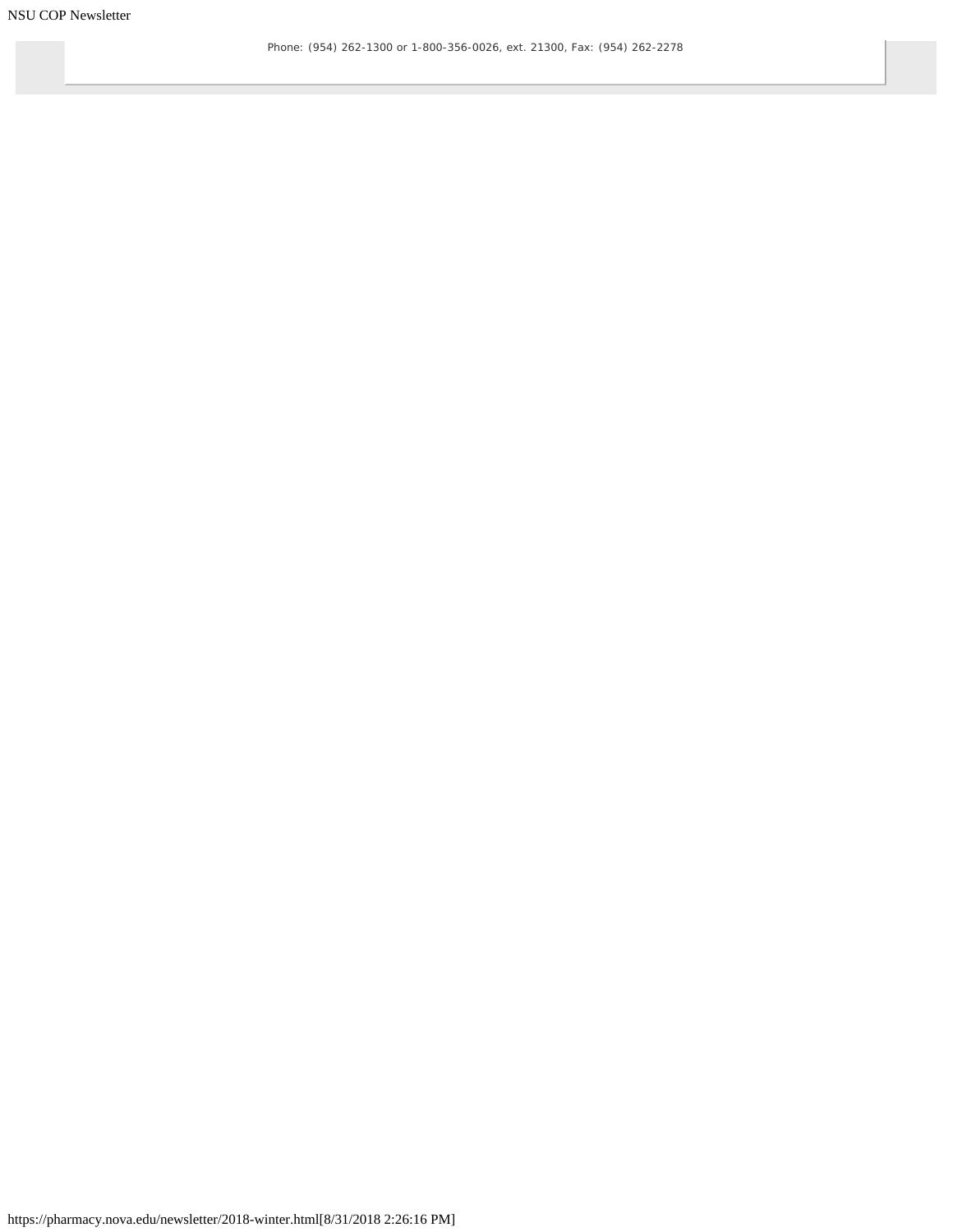Phone: (954) 262-1300 or 1-800-356-0026, ext. 21300, Fax: (954) 262-2278